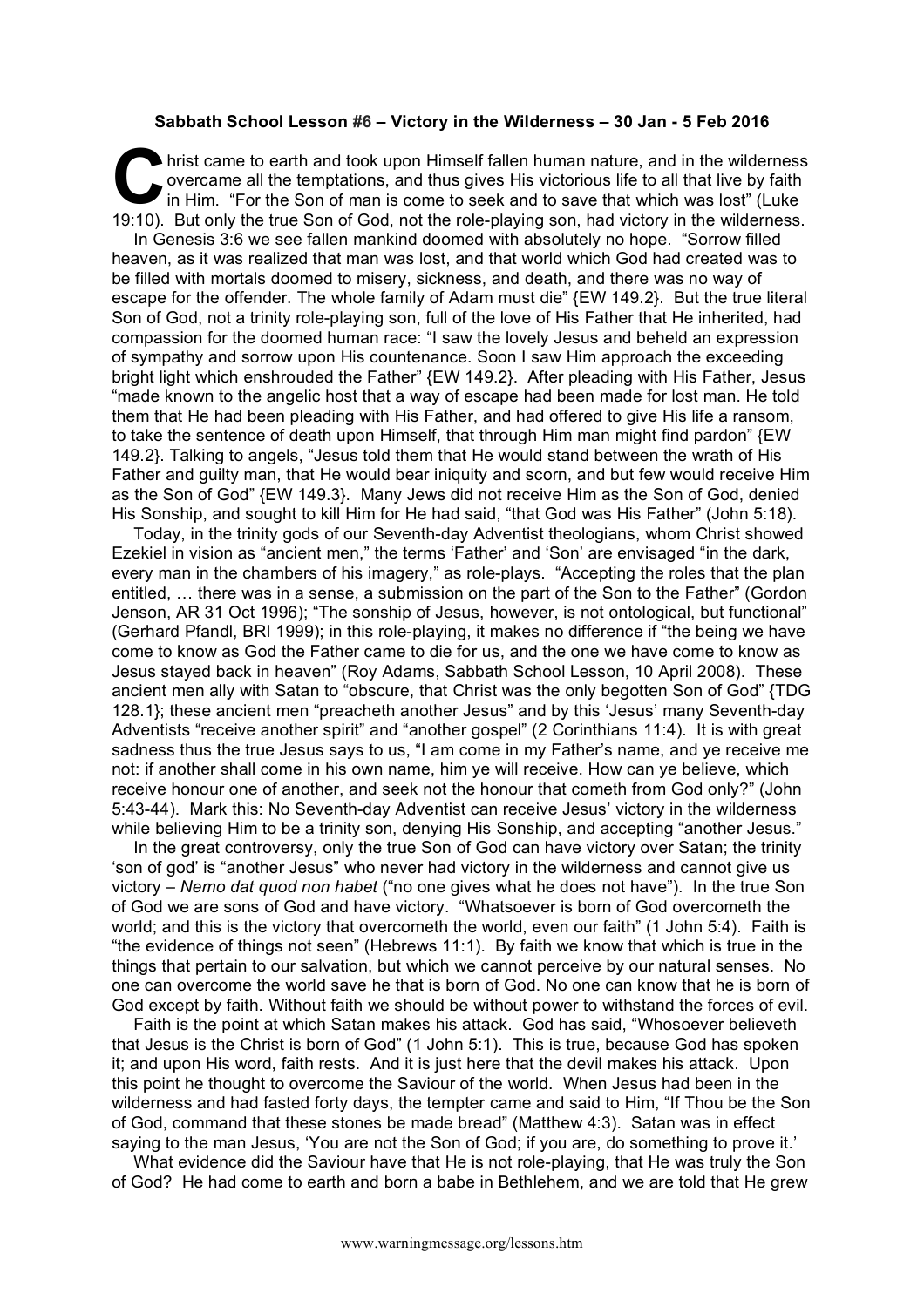**Sabbath School Lesson #6 – Victory in the Wilderness – 30 Jan - 5 Feb 2016**

Christ came to earth and took upon Himself fallen human nature, and in the wilderness overcame all the temptations, and thus gives His victorious life to all that live by faith in Him. "For the Son of man is come to seek and to save that which was lost" (Luke 19:10). But only the true Son of God, not the role-playing son, had victory in the wilderness.

In Genesis 3:6 we see fallen mankind doomed with absolutely no hope. "Sorrow filled heaven, as it was realized that man was lost, and that world which God had created was to be filled with mortals doomed to misery, sickness, and death, and there was no way of escape for the offender. The whole family of Adam must die" {EW 149.2}. But the true literal Son of God, not a trinity role-playing son, full of the love of His Father that He inherited, had compassion for the doomed human race: "I saw the lovely Jesus and beheld an expression of sympathy and sorrow upon His countenance. Soon I saw Him approach the exceeding bright light which enshrouded the Father" {EW 149.2}. After pleading with His Father, Jesus "made known to the angelic host that a way of escape had been made for lost man. He told them that He had been pleading with His Father, and had offered to give His life a ransom, to take the sentence of death upon Himself, that through Him man might find pardon" {EW 149.2}. Talking to angels, "Jesus told them that He would stand between the wrath of His Father and guilty man, that He would bear iniquity and scorn, and but few would receive Him as the Son of God" {EW 149.3}. Many Jews did not receive Him as the Son of God, denied His Sonship, and sought to kill Him for He had said, "that God was His Father" (John 5:18).

Today, in the trinity gods of our Seventh-day Adventist theologians, whom Christ showed Ezekiel in vision as "ancient men," the terms 'Father' and 'Son' are envisaged "in the dark, every man in the chambers of his imagery," as role-plays. "Accepting the roles that the plan entitled, … there was in a sense, a submission on the part of the Son to the Father" (Gordon Jenson, AR 31 Oct 1996); "The sonship of Jesus, however, is not ontological, but functional" (Gerhard Pfandl, BRI 1999); in this role-playing, it makes no difference if "the being we have come to know as God the Father came to die for us, and the one we have come to know as Jesus stayed back in heaven" (Roy Adams, Sabbath School Lesson, 10 April 2008). These ancient men ally with Satan to "obscure, that Christ was the only begotten Son of God" {TDG 128.1}; these ancient men "preacheth another Jesus" and by this 'Jesus' many Seventh-day Adventists "receive another spirit" and "another gospel" (2 Corinthians 11:4). It is with great sadness thus the true Jesus says to us, "I am come in my Father's name, and ye receive me not: if another shall come in his own name, him ye will receive. How can ye believe, which receive honour one of another, and seek not the honour that cometh from God only?" (John 5:43-44). Mark this: No Seventh-day Adventist can receive Jesus' victory in the wilderness while believing Him to be a trinity son, denying His Sonship, and accepting "another Jesus."

In the great controversy, only the true Son of God can have victory over Satan; the trinity 'son of god' is "another Jesus" who never had victory in the wilderness and cannot give us victory – *Nemo dat quod non habet* ("no one gives what he does not have"). In the true Son of God we are sons of God and have victory. "Whatsoever is born of God overcometh the world; and this is the victory that overcometh the world, even our faith" (1 John 5:4). Faith is "the evidence of things not seen" (Hebrews 11:1). By faith we know that which is true in the things that pertain to our salvation, but which we cannot perceive by our natural senses. No one can overcome the world save he that is born of God. No one can know that he is born of God except by faith. Without faith we should be without power to withstand the forces of evil.

Faith is the point at which Satan makes his attack. God has said, "Whosoever believeth that Jesus is the Christ is born of God" (1 John 5:1). This is true, because God has spoken it; and upon His word, faith rests. And it is just here that the devil makes his attack. Upon this point he thought to overcome the Saviour of the world. When Jesus had been in the wilderness and had fasted forty days, the tempter came and said to Him, "If Thou be the Son of God, command that these stones be made bread" (Matthew 4:3). Satan was in effect saying to the man Jesus, 'You are not the Son of God; if you are, do something to prove it.'

What evidence did the Saviour have that He is not role-playing, that He was truly the Son of God? He had come to earth and born a babe in Bethlehem, and we are told that He grew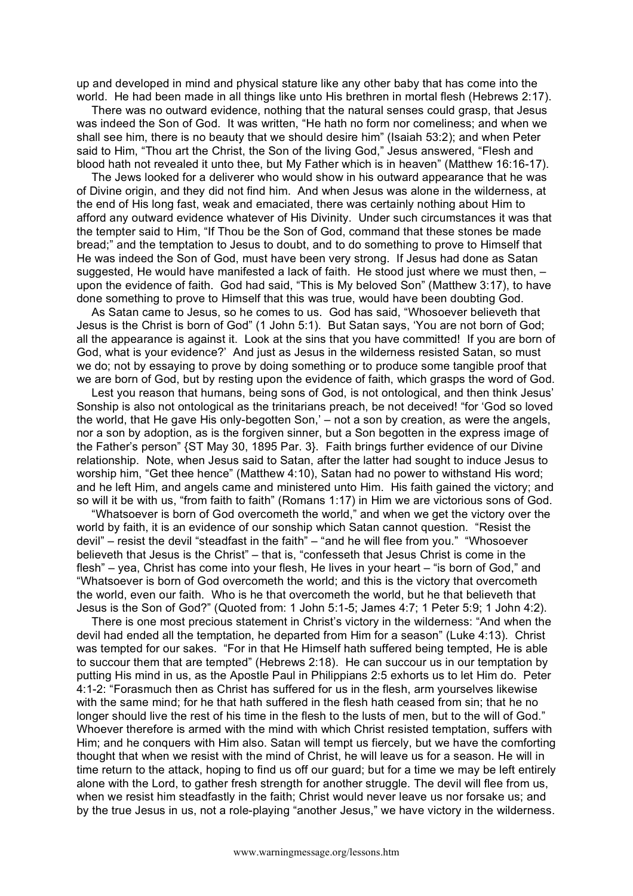up and developed in mind and physical stature like any other baby that has come into the world. He had been made in all things like unto His brethren in mortal flesh (Hebrews 2:17).

There was no outward evidence, nothing that the natural senses could grasp, that Jesus was indeed the Son of God. It was written, "He hath no form nor comeliness; and when we shall see him, there is no beauty that we should desire him" (Isaiah 53:2); and when Peter said to Him, "Thou art the Christ, the Son of the living God," Jesus answered, "Flesh and blood hath not revealed it unto thee, but My Father which is in heaven" (Matthew 16:16-17).

The Jews looked for a deliverer who would show in his outward appearance that he was of Divine origin, and they did not find him. And when Jesus was alone in the wilderness, at the end of His long fast, weak and emaciated, there was certainly nothing about Him to afford any outward evidence whatever of His Divinity. Under such circumstances it was that the tempter said to Him, "If Thou be the Son of God, command that these stones be made bread;" and the temptation to Jesus to doubt, and to do something to prove to Himself that He was indeed the Son of God, must have been very strong. If Jesus had done as Satan suggested, He would have manifested a lack of faith. He stood just where we must then, – upon the evidence of faith. God had said, "This is My beloved Son" (Matthew 3:17), to have done something to prove to Himself that this was true, would have been doubting God.

As Satan came to Jesus, so he comes to us. God has said, "Whosoever believeth that Jesus is the Christ is born of God" (1 John 5:1). But Satan says, 'You are not born of God; all the appearance is against it. Look at the sins that you have committed! If you are born of God, what is your evidence?' And just as Jesus in the wilderness resisted Satan, so must we do; not by essaying to prove by doing something or to produce some tangible proof that we are born of God, but by resting upon the evidence of faith, which grasps the word of God.

Lest you reason that humans, being sons of God, is not ontological, and then think Jesus' Sonship is also not ontological as the trinitarians preach, be not deceived! "for 'God so loved the world, that He gave His only-begotten Son,' – not a son by creation, as were the angels, nor a son by adoption, as is the forgiven sinner, but a Son begotten in the express image of the Father's person" {ST May 30, 1895 Par. 3}. Faith brings further evidence of our Divine relationship. Note, when Jesus said to Satan, after the latter had sought to induce Jesus to worship him, "Get thee hence" (Matthew 4:10), Satan had no power to withstand His word; and he left Him, and angels came and ministered unto Him. His faith gained the victory; and so will it be with us, "from faith to faith" (Romans 1:17) in Him we are victorious sons of God.

"Whatsoever is born of God overcometh the world," and when we get the victory over the world by faith, it is an evidence of our sonship which Satan cannot question. "Resist the devil" – resist the devil "steadfast in the faith" – "and he will flee from you." "Whosoever believeth that Jesus is the Christ" – that is, "confesseth that Jesus Christ is come in the flesh" – yea, Christ has come into your flesh, He lives in your heart – "is born of God," and "Whatsoever is born of God overcometh the world; and this is the victory that overcometh the world, even our faith. Who is he that overcometh the world, but he that believeth that Jesus is the Son of God?" (Quoted from: 1 John 5:1-5; James 4:7; 1 Peter 5:9; 1 John 4:2).

There is one most precious statement in Christ's victory in the wilderness: "And when the devil had ended all the temptation, he departed from Him for a season" (Luke 4:13). Christ was tempted for our sakes. "For in that He Himself hath suffered being tempted, He is able to succour them that are tempted" (Hebrews 2:18). He can succour us in our temptation by putting His mind in us, as the Apostle Paul in Philippians 2:5 exhorts us to let Him do. Peter 4:1-2: "Forasmuch then as Christ has suffered for us in the flesh, arm yourselves likewise with the same mind; for he that hath suffered in the flesh hath ceased from sin; that he no longer should live the rest of his time in the flesh to the lusts of men, but to the will of God." Whoever therefore is armed with the mind with which Christ resisted temptation, suffers with Him; and he conquers with Him also. Satan will tempt us fiercely, but we have the comforting thought that when we resist with the mind of Christ, he will leave us for a season. He will in time return to the attack, hoping to find us off our guard; but for a time we may be left entirely alone with the Lord, to gather fresh strength for another struggle. The devil will flee from us, when we resist him steadfastly in the faith; Christ would never leave us nor forsake us; and by the true Jesus in us, not a role-playing "another Jesus," we have victory in the wilderness.

www.warningmessage.org/lessons.htm